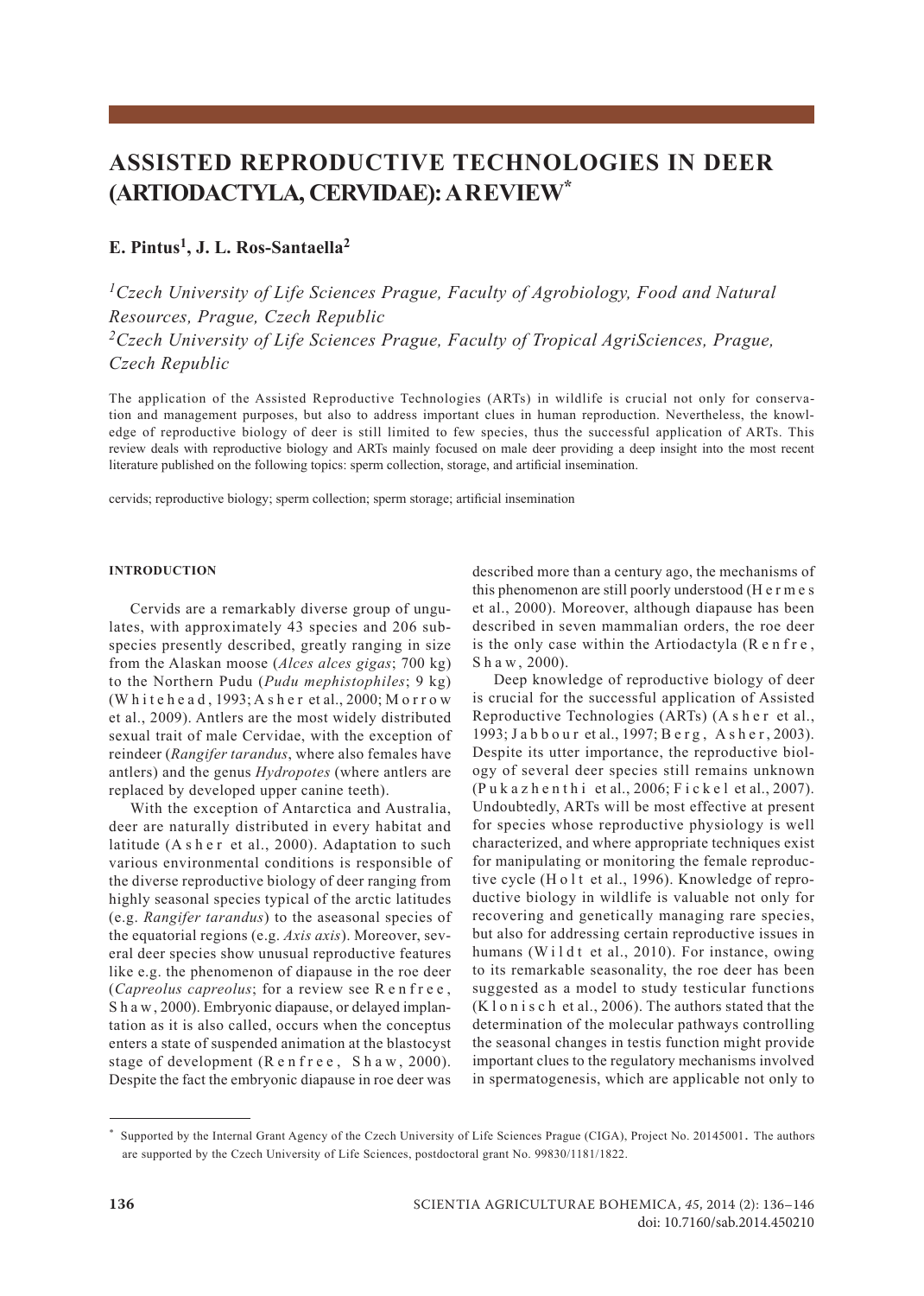# ASSISTED REPRODUCTIVE TECHNOLOGIES IN DEER (ARTIODACTYLA, CERVIDAE): A REVIEW[*]

## E. Pintus[1], J. L. Ros-Santaella[2]

*[1]Czech University of Life Sciences Prague, Faculty of Agrobiology, Food and Natural Resources, Prague, Czech Republic*
*[2]Czech University of Life Sciences Prague, Faculty of Tropical AgriSciences, Prague, Czech Republic*

The application of the Assisted Reproductive Technologies (ARTs) in wildlife is crucial not only for conservation and management purposes, but also to address important clues in human reproduction. Nevertheless, the knowledge of reproductive biology of deer is still limited to few species, thus the successful application of ARTs. This review deals with reproductive biology and ARTs mainly focused on male deer providing a deep insight into the most recent literature published on the following topics: sperm collection, storage, and artificial insemination.

cervids; reproductive biology; sperm collection; sperm storage; artificial insemination

### INTRODUCTION

Cervids are a remarkably diverse group of ungulates, with approximately 43 species and 206 subspecies presently described, greatly ranging in size from the Alaskan moose (*Alces alces gigas*; 700 kg) to the Northern Pudu (*Pudu mephistophiles*; 9 kg) (Whitehead, 1993; Asher et al., 2000; Morrow et al., 2009). Antlers are the most widely distributed sexual trait of male Cervidae, with the exception of reindeer (*Rangifer tarandus*, where also females have antlers) and the genus *Hydropotes* (where antlers are replaced by developed upper canine teeth).

With the exception of Antarctica and Australia, deer are naturally distributed in every habitat and latitude (Asher et al., 2000). Adaptation to such various environmental conditions is responsible of the diverse reproductive biology of deer ranging from highly seasonal species typical of the arctic latitudes (e.g. *Rangifer tarandus*) to the aseasonal species of the equatorial regions (e.g. *Axis axis*). Moreover, several deer species show unusual reproductive features like e.g. the phenomenon of diapause in the roe deer (*Capreolus capreolus*; for a review see Renfree, Shaw, 2000). Embryonic diapause, or delayed implantation as it is also called, occurs when the conceptus enters a state of suspended animation at the blastocyst stage of development (Renfree, Shaw, 2000). Despite the fact the embryonic diapause in roe deer was described more than a century ago, the mechanisms of this phenomenon are still poorly understood (Hermes et al., 2000). Moreover, although diapause has been described in seven mammalian orders, the roe deer is the only case within the Artiodactyla (Renfre, Shaw, 2000).

Deep knowledge of reproductive biology of deer is crucial for the successful application of Assisted Reproductive Technologies (ARTs) (Asher et al., 1993; Jabbour et al., 1997; Berg, Asher, 2003). Despite its utter importance, the reproductive biology of several deer species still remains unknown (Pukazhenthi et al., 2006; Fickel et al., 2007). Undoubtedly, ARTs will be most effective at present for species whose reproductive physiology is well characterized, and where appropriate techniques exist for manipulating or monitoring the female reproductive cycle (Holt et al., 1996). Knowledge of reproductive biology in wildlife is valuable not only for recovering and genetically managing rare species, but also for addressing certain reproductive issues in humans (Wildt et al., 2010). For instance, owing to its remarkable seasonality, the roe deer has been suggested as a model to study testicular functions (Klonisch et al., 2006). The authors stated that the determination of the molecular pathways controlling the seasonal changes in testis function might provide important clues to the regulatory mechanisms involved in spermatogenesis, which are applicable not only to

---

[*] Supported by the Internal Grant Agency of the Czech University of Life Sciences Prague (CIGA), Project No. 20145001. The authors are supported by the Czech University of Life Sciences, postdoctoral grant No. 99830/1181/1822.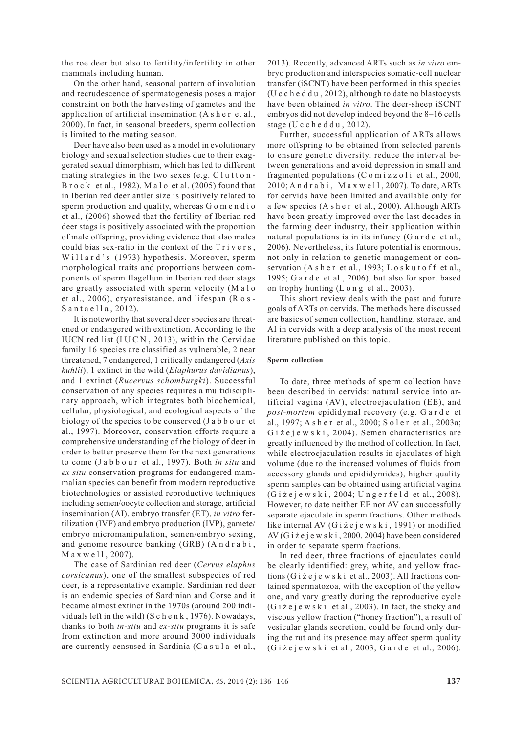the roe deer but also to fertility/infertility in other mammals including human.

On the other hand, seasonal pattern of involution and recrudescence of spermatogenesis poses a major constraint on both the harvesting of gametes and the application of artificial insemination (Asher et al., 2000). In fact, in seasonal breeders, sperm collection is limited to the mating season.

Deer have also been used as a model in evolutionary biology and sexual selection studies due to their exaggerated sexual dimorphism, which has led to different mating strategies in the two sexes (e.g. Clutton-Brock et al., 1982). Malo et al. (2005) found that in Iberian red deer antler size is positively related to sperm production and quality, whereas Gomendio et al., (2006) showed that the fertility of Iberian red deer stags is positively associated with the proportion of male offspring, providing evidence that also males could bias sex-ratio in the context of the Trivers, Willard's (1973) hypothesis. Moreover, sperm morphological traits and proportions between components of sperm flagellum in Iberian red deer stags are greatly associated with sperm velocity (Malo et al., 2006), cryoresistance, and lifespan (Ros-Santaella, 2012).

It is noteworthy that several deer species are threatened or endangered with extinction. According to the IUCN red list (IUCN, 2013), within the Cervidae family 16 species are classified as vulnerable, 2 near threatened, 7 endangered, 1 critically endangered (*Axis kuhlii*), 1 extinct in the wild (*Elaphurus davidianus*), and 1 extinct (*Rucervus schomburgki*). Successful conservation of any species requires a multidisciplinary approach, which integrates both biochemical, cellular, physiological, and ecological aspects of the biology of the species to be conserved (Jabbour et al., 1997). Moreover, conservation efforts require a comprehensive understanding of the biology of deer in order to better preserve them for the next generations to come (Jabbour et al., 1997). Both *in situ* and *ex situ* conservation programs for endangered mammalian species can benefit from modern reproductive biotechnologies or assisted reproductive techniques including semen/oocyte collection and storage, artificial insemination (AI), embryo transfer (ET), *in vitro* fertilization (IVF) and embryo production (IVP), gamete/embryo micromanipulation, semen/embryo sexing, and genome resource banking (GRB) (Andrabi, Maxwell, 2007).

The case of Sardinian red deer (*Cervus elaphus corsicanus*), one of the smallest subspecies of red deer, is a representative example. Sardinian red deer is an endemic species of Sardinian and Corse and it became almost extinct in the 1970s (around 200 individuals left in the wild) (Schenk, 1976). Nowadays, thanks to both *in-situ* and *ex-situ* programs it is safe from extinction and more around 3000 individuals are currently censused in Sardinia (Casula et al., 2013). Recently, advanced ARTs such as *in vitro* embryo production and interspecies somatic-cell nuclear transfer (iSCNT) have been performed in this species (Uccheddu, 2012), although to date no blastocysts have been obtained *in vitro*. The deer-sheep iSCNT embryos did not develop indeed beyond the 8–16 cells stage (Uccheddu, 2012).

Further, successful application of ARTs allows more offspring to be obtained from selected parents to ensure genetic diversity, reduce the interval between generations and avoid depression in small and fragmented populations (Comizzoli et al., 2000, 2010; Andrabi, Maxwell, 2007). To date, ARTs for cervids have been limited and available only for a few species (Asher et al., 2000). Although ARTs have been greatly improved over the last decades in the farming deer industry, their application within natural populations is in its infancy (Garde et al., 2006). Nevertheless, its future potential is enormous, not only in relation to genetic management or conservation (Asher et al., 1993; Loskutoff et al., 1995; Garde et al., 2006), but also for sport based on trophy hunting (Long et al., 2003).

This short review deals with the past and future goals of ARTs on cervids. The methods here discussed are basics of semen collection, handling, storage, and AI in cervids with a deep analysis of the most recent literature published on this topic.

#### Sperm collection

To date, three methods of sperm collection have been described in cervids: natural service into artificial vagina (AV), electroejaculation (EE), and *post-mortem* epididymal recovery (e.g. Garde et al., 1997; Asher et al., 2000; Soler et al., 2003a; Giżejewski, 2004). Semen characteristics are greatly influenced by the method of collection. In fact, while electroejaculation results in ejaculates of high volume (due to the increased volumes of fluids from accessory glands and epididymides), higher quality sperm samples can be obtained using artificial vagina (Giżejewski, 2004; Ungerfeld et al., 2008). However, to date neither EE nor AV can successfully separate ejaculate in sperm fractions. Other methods like internal AV (Giżejewski, 1991) or modified AV (Giżejewski, 2000, 2004) have been considered in order to separate sperm fractions.

In red deer, three fractions of ejaculates could be clearly identified: grey, white, and yellow fractions (Giżejewski et al., 2003). All fractions contained spermatozoa, with the exception of the yellow one, and vary greatly during the reproductive cycle (Giżejewski et al., 2003). In fact, the sticky and viscous yellow fraction ("honey fraction"), a result of vesicular glands secretion, could be found only during the rut and its presence may affect sperm quality (Giżejewski et al., 2003; Garde et al., 2006).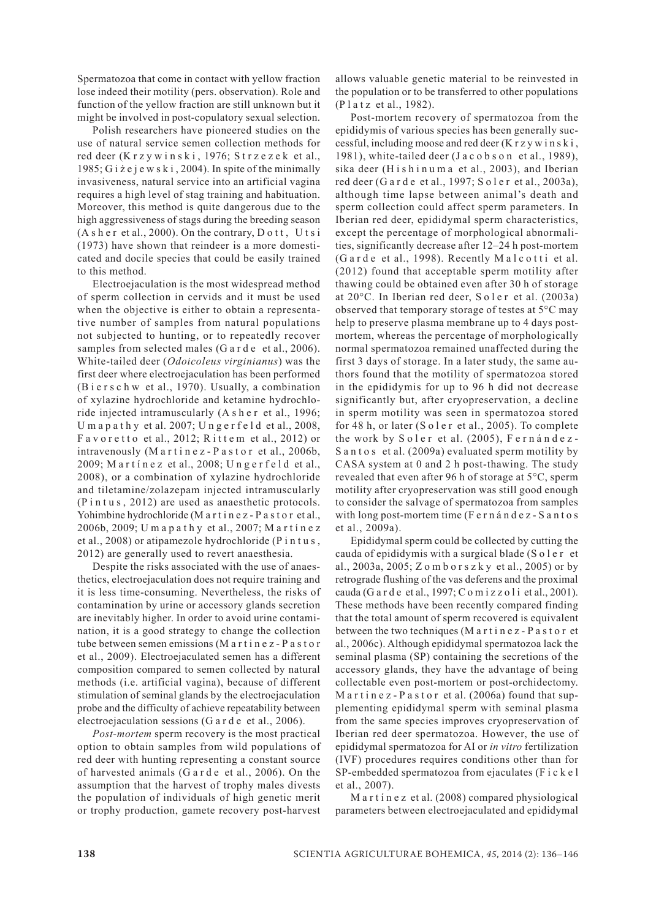Spermatozoa that come in contact with yellow fraction lose indeed their motility (pers. observation). Role and function of the yellow fraction are still unknown but it might be involved in post-copulatory sexual selection.

Polish researchers have pioneered studies on the use of natural service semen collection methods for red deer (Krzywinski, 1976; Strzezek et al., 1985; Giżejewski, 2004). In spite of the minimally invasiveness, natural service into an artificial vagina requires a high level of stag training and habituation. Moreover, this method is quite dangerous due to the high aggressiveness of stags during the breeding season (Asher et al., 2000). On the contrary, Dott, Utsi (1973) have shown that reindeer is a more domesticated and docile species that could be easily trained to this method.

Electroejaculation is the most widespread method of sperm collection in cervids and it must be used when the objective is either to obtain a representative number of samples from natural populations not subjected to hunting, or to repeatedly recover samples from selected males (Garde et al., 2006). White-tailed deer (*Odoicoleus virginianus*) was the first deer where electroejaculation has been performed (Bierschw et al., 1970). Usually, a combination of xylazine hydrochloride and ketamine hydrochloride injected intramuscularly (Asher et al., 1996; Umapathy et al. 2007; Ungerfeld et al., 2008, Favoretto et al., 2012; Rittem et al., 2012) or intravenously (Martinez-Pastor et al., 2006b, 2009; Martínez et al., 2008; Ungerfeld et al., 2008), or a combination of xylazine hydrochloride and tiletamine/zolazepam injected intramuscularly (Pintus, 2012) are used as anaesthetic protocols. Yohimbine hydrochloride (Martinez-Pastor et al., 2006b, 2009; Umapathy et al., 2007; Martínez et al., 2008) or atipamezole hydrochloride (Pintus, 2012) are generally used to revert anaesthesia.

Despite the risks associated with the use of anaesthetics, electroejaculation does not require training and it is less time-consuming. Nevertheless, the risks of contamination by urine or accessory glands secretion are inevitably higher. In order to avoid urine contamination, it is a good strategy to change the collection tube between semen emissions (Martinez-Pastor et al., 2009). Electroejaculated semen has a different composition compared to semen collected by natural methods (i.e. artificial vagina), because of different stimulation of seminal glands by the electroejaculation probe and the difficulty of achieve repeatability between electroejaculation sessions (Garde et al., 2006).

*Post-mortem* sperm recovery is the most practical option to obtain samples from wild populations of red deer with hunting representing a constant source of harvested animals (Garde et al., 2006). On the assumption that the harvest of trophy males divests the population of individuals of high genetic merit or trophy production, gamete recovery post-harvest allows valuable genetic material to be reinvested in the population or to be transferred to other populations (Platz et al., 1982).

Post-mortem recovery of spermatozoa from the epididymis of various species has been generally successful, including moose and red deer (Krzywinski, 1981), white-tailed deer (Jacobson et al., 1989), sika deer (Hishinuma et al., 2003), and Iberian red deer (Garde et al., 1997; Soler et al., 2003a), although time lapse between animal's death and sperm collection could affect sperm parameters. In Iberian red deer, epididymal sperm characteristics, except the percentage of morphological abnormalities, significantly decrease after 12–24 h post-mortem (Garde et al., 1998). Recently Malcotti et al. (2012) found that acceptable sperm motility after thawing could be obtained even after 30 h of storage at 20°C. In Iberian red deer, Soler et al. (2003a) observed that temporary storage of testes at 5°C may help to preserve plasma membrane up to 4 days post-mortem, whereas the percentage of morphologically normal spermatozoa remained unaffected during the first 3 days of storage. In a later study, the same authors found that the motility of spermatozoa stored in the epididymis for up to 96 h did not decrease significantly but, after cryopreservation, a decline in sperm motility was seen in spermatozoa stored for 48 h, or later (Soler et al., 2005). To complete the work by Soler et al. (2005), Fernández-Santos et al. (2009a) evaluated sperm motility by CASA system at 0 and 2 h post-thawing. The study revealed that even after 96 h of storage at 5°C, sperm motility after cryopreservation was still good enough to consider the salvage of spermatozoa from samples with long post-mortem time (Fernández-Santos et al., 2009a).

Epididymal sperm could be collected by cutting the cauda of epididymis with a surgical blade (Soler et al., 2003a, 2005; Zomborszky et al., 2005) or by retrograde flushing of the vas deferens and the proximal cauda (Garde et al., 1997; Comizzoli et al., 2001). These methods have been recently compared finding that the total amount of sperm recovered is equivalent between the two techniques (Martinez-Pastor et al., 2006c). Although epididymal spermatozoa lack the seminal plasma (SP) containing the secretions of the accessory glands, they have the advantage of being collectable even post-mortem or post-orchidectomy. Martinez-Pastor et al. (2006a) found that supplementing epididymal sperm with seminal plasma from the same species improves cryopreservation of Iberian red deer spermatozoa. However, the use of epididymal spermatozoa for AI or *in vitro* fertilization (IVF) procedures requires conditions other than for SP-embedded spermatozoa from ejaculates (Fickel et al., 2007).

Martínez et al. (2008) compared physiological parameters between electroejaculated and epididymal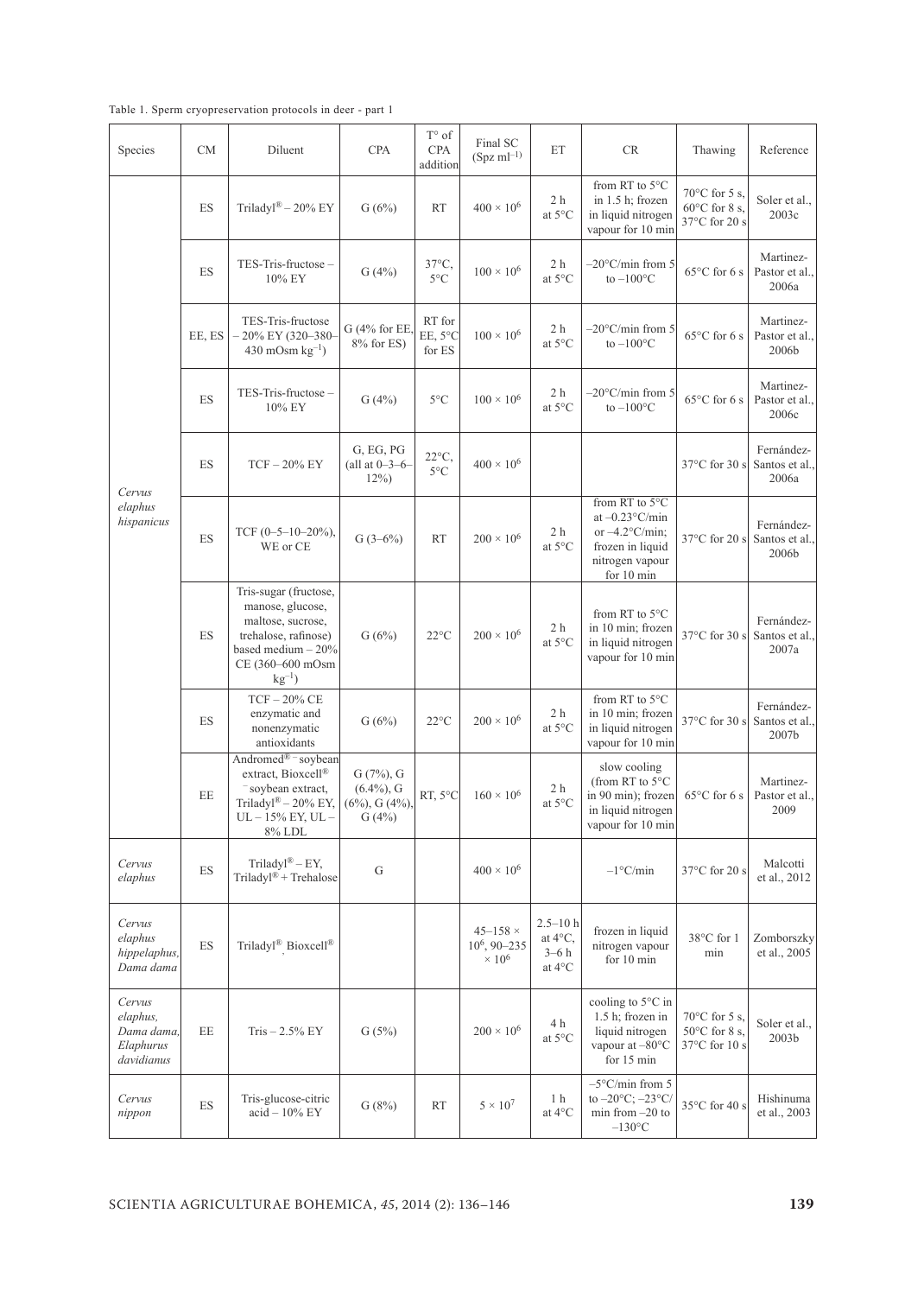Table 1. Sperm cryopreservation protocols in deer - part 1

| Species | CM | Diluent | CPA | T° of CPA addition | Final SC (Spz ml$^{-1}$) | ET | CR | Thawing | Reference |
|---|---|---|---|---|---|---|---|---|---|
| *Cervus elaphus hispanicus* | ES | Triladyl® – 20% EY | G (6%) | RT | $400 \times 10^6$ | 2 h at 5°C | from RT to 5°C in 1.5 h; frozen in liquid nitrogen vapour for 10 min | 70°C for 5 s, 60°C for 8 s, 37°C for 20 s | Soler et al., 2003c |
| | ES | TES-Tris-fructose – 10% EY | G (4%) | 37°C, 5°C | $100 \times 10^6$ | 2 h at 5°C | –20°C/min from 5 to –100°C | 65°C for 6 s | Martinez-Pastor et al., 2006a |
| | EE, ES | TES-Tris-fructose – 20% EY (320–380–430 mOsm kg$^{-1}$) | G (4% for EE, 8% for ES) | RT for EE, 5°C for ES | $100 \times 10^6$ | 2 h at 5°C | –20°C/min from 5 to –100°C | 65°C for 6 s | Martinez-Pastor et al., 2006b |
| | ES | TES-Tris-fructose – 10% EY | G (4%) | 5°C | $100 \times 10^6$ | 2 h at 5°C | –20°C/min from 5 to –100°C | 65°C for 6 s | Martinez-Pastor et al., 2006c |
| | ES | TCF – 20% EY | G, EG, PG (all at 0–3–6–12%) | 22°C, 5°C | $400 \times 10^6$ | | | 37°C for 30 s | Fernández-Santos et al., 2006a |
| | ES | TCF (0–5–10–20%), WE or CE | G (3–6%) | RT | $200 \times 10^6$ | 2 h at 5°C | from RT to 5°C at –0.23°C/min or –4.2°C/min; frozen in liquid nitrogen vapour for 10 min | 37°C for 20 s | Fernández-Santos et al., 2006b |
| | ES | Tris-sugar (fructose, manose, glucose, maltose, sucrose, trehalose, rafinose) based medium – 20% CE (360–600 mOsm kg$^{-1}$) | G (6%) | 22°C | $200 \times 10^6$ | 2 h at 5°C | from RT to 5°C in 10 min; frozen in liquid nitrogen vapour for 10 min | 37°C for 30 s | Fernández-Santos et al., 2007a |
| | ES | TCF – 20% CE enzymatic and nonenzymatic antioxidants | G (6%) | 22°C | $200 \times 10^6$ | 2 h at 5°C | from RT to 5°C in 10 min; frozen in liquid nitrogen vapour for 10 min | 37°C for 30 s | Fernández-Santos et al., 2007b |
| | EE | Andromed® – soybean extract, Bioxcell® – soybean extract, Triladyl® – 20% EY, UL – 15% EY, UL – 8% LDL | G (7%), G (6.4%), G (6%), G (4%), G (4%) | RT, 5°C | $160 \times 10^6$ | 2 h at 5°C | slow cooling (from RT to 5°C in 90 min); frozen in liquid nitrogen vapour for 10 min | 65°C for 6 s | Martinez-Pastor et al., 2009 |
| *Cervus elaphus* | ES | Triladyl® – EY, Triladyl® + Trehalose | G | | $400 \times 10^6$ | | –1°C/min | 37°C for 20 s | Malcotti et al., 2012 |
| *Cervus elaphus hippelaphus, Dama dama* | ES | Triladyl®, Bioxcell® | | | $45–158 \times 10^6$, $90–235 \times 10^6$ | 2.5–10 h at 4°C, 3–6 h at 4°C | frozen in liquid nitrogen vapour for 10 min | 38°C for 1 min | Zomborszky et al., 2005 |
| *Cervus elaphus, Dama dama, Elaphurus davidianus* | EE | Tris – 2.5% EY | G (5%) | | $200 \times 10^6$ | 4 h at 5°C | cooling to 5°C in 1.5 h; frozen in liquid nitrogen vapour at –80°C for 15 min | 70°C for 5 s, 50°C for 8 s, 37°C for 10 s | Soler et al., 2003b |
| *Cervus nippon* | ES | Tris-glucose-citric acid – 10% EY | G (8%) | RT | $5 \times 10^7$ | 1 h at 4°C | –5°C/min from 5 to –20°C; –23°C/min from –20 to –130°C | 35°C for 40 s | Hishinuma et al., 2003 |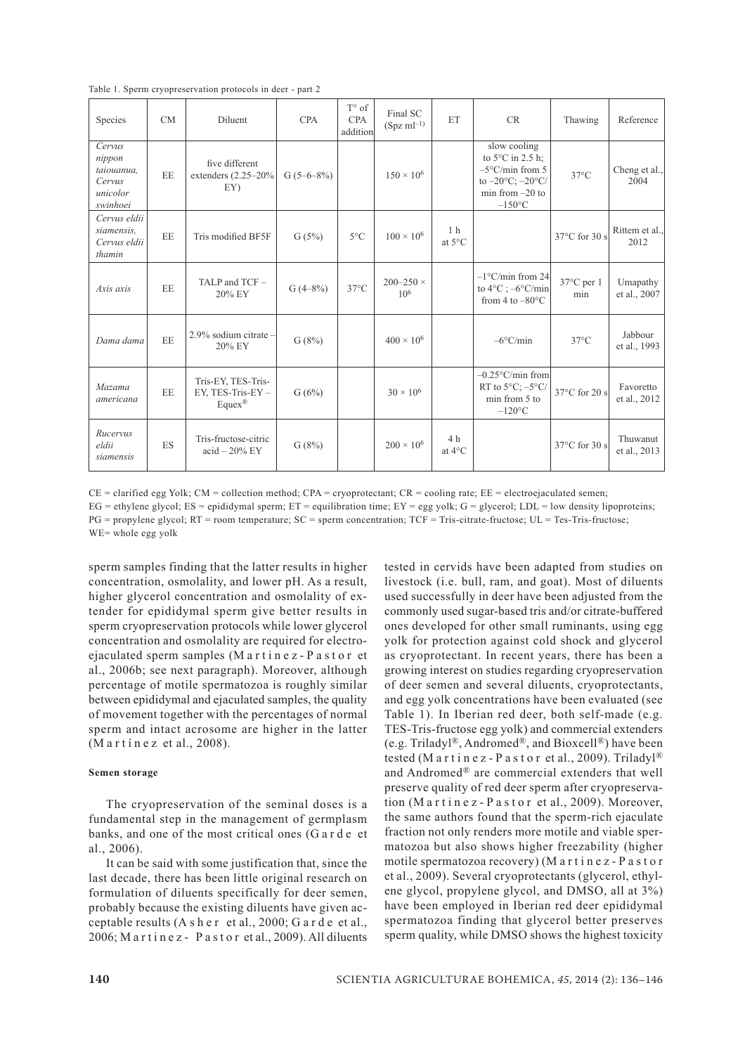Table 1. Sperm cryopreservation protocols in deer - part 2

| Species | CM | Diluent | CPA | T° of CPA addition | Final SC (Spz ml$^{-1}$) | ET | CR | Thawing | Reference |
|---|---|---|---|---|---|---|---|---|---|
| *Cervus nippon taiouanua, Cervus unicolor swinhoei* | EE | five different extenders (2.25–20% EY) | G (5–6–8%) | | $150 \times 10^6$ | | slow cooling to 5°C in 2.5 h; –5°C/min from 5 to –20°C; –20°C/min from –20 to –150°C | 37°C | Cheng et al., 2004 |
| *Cervus eldii siamensis, Cervus eldii thamin* | EE | Tris modified BF5F | G (5%) | 5°C | $100 \times 10^6$ | 1 h at 5°C | | 37°C for 30 s | Rittem et al., 2012 |
| *Axis axis* | EE | TALP and TCF – 20% EY | G (4–8%) | 37°C | 200–250 × $10^6$ | | –1°C/min from 24 to 4°C ; –6°C/min from 4 to –80°C | 37°C per 1 min | Umapathy et al., 2007 |
| *Dama dama* | EE | 2.9% sodium citrate – 20% EY | G (8%) | | $400 \times 10^6$ | | –6°C/min | 37°C | Jabbour et al., 1993 |
| *Mazama americana* | EE | Tris-EY, TES-Tris-EY, TES-Tris-EY – Equex® | G (6%) | | $30 \times 10^6$ | | –0.25°C/min from RT to 5°C; –5°C/min from 5 to –120°C | 37°C for 20 s | Favoretto et al., 2012 |
| *Rucervus eldii siamensis* | ES | Tris-fructose-citric acid – 20% EY | G (8%) | | $200 \times 10^6$ | 4 h at 4°C | | 37°C for 30 s | Thuwanut et al., 2013 |

CE = clarified egg Yolk; CM = collection method; CPA = cryoprotectant; CR = cooling rate; EE = electroejaculated semen;
EG = ethylene glycol; ES = epididymal sperm; ET = equilibration time; EY = egg yolk; G = glycerol; LDL = low density lipoproteins;
PG = propylene glycol; RT = room temperature; SC = sperm concentration; TCF = Tris-citrate-fructose; UL = Tes-Tris-fructose;
WE= whole egg yolk

sperm samples finding that the latter results in higher concentration, osmolality, and lower pH. As a result, higher glycerol concentration and osmolality of extender for epididymal sperm give better results in sperm cryopreservation protocols while lower glycerol concentration and osmolality are required for electroejaculated sperm samples (Martinez-Pastor et al., 2006b; see next paragraph). Moreover, although percentage of motile spermatozoa is roughly similar between epididymal and ejaculated samples, the quality of movement together with the percentages of normal sperm and intact acrosome are higher in the latter (Martínez et al., 2008).

### Semen storage

The cryopreservation of the seminal doses is a fundamental step in the management of germplasm banks, and one of the most critical ones (Garde et al., 2006).

It can be said with some justification that, since the last decade, there has been little original research on formulation of diluents specifically for deer semen, probably because the existing diluents have given acceptable results (Asher et al., 2000; Garde et al., 2006; Martinez-Pastor et al., 2009). All diluents tested in cervids have been adapted from studies on livestock (i.e. bull, ram, and goat). Most of diluents used successfully in deer have been adjusted from the commonly used sugar-based tris and/or citrate-buffered ones developed for other small ruminants, using egg yolk for protection against cold shock and glycerol as cryoprotectant. In recent years, there has been a growing interest on studies regarding cryopreservation of deer semen and several diluents, cryoprotectants, and egg yolk concentrations have been evaluated (see Table 1). In Iberian red deer, both self-made (e.g. TES-Tris-fructose egg yolk) and commercial extenders (e.g. Triladyl®, Andromed®, and Bioxcell®) have been tested (Martinez-Pastor et al., 2009). Triladyl® and Andromed® are commercial extenders that well preserve quality of red deer sperm after cryopreservation (Martinez-Pastor et al., 2009). Moreover, the same authors found that the sperm-rich ejaculate fraction not only renders more motile and viable spermatozoa but also shows higher freezability (higher motile spermatozoa recovery) (Martinez-Pastor et al., 2009). Several cryoprotectants (glycerol, ethylene glycol, propylene glycol, and DMSO, all at 3%) have been employed in Iberian red deer epididymal spermatozoa finding that glycerol better preserves sperm quality, while DMSO shows the highest toxicity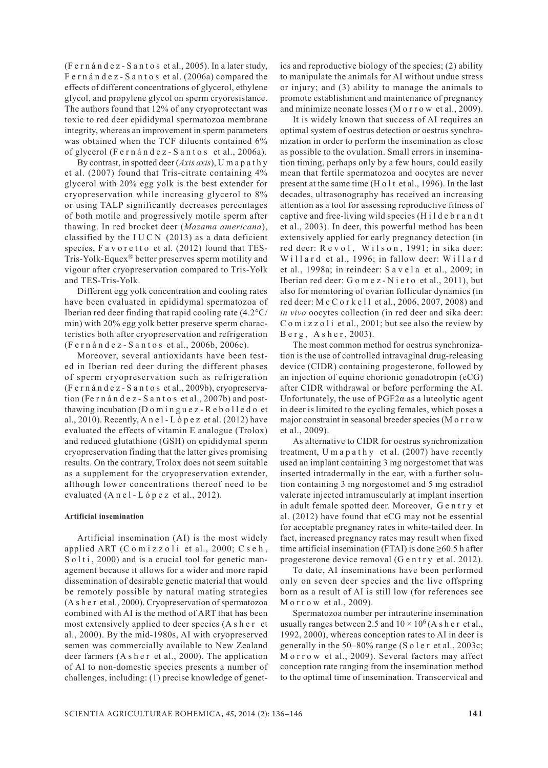(Fernández-Santos et al., 2005). In a later study, Fernández-Santos et al. (2006a) compared the effects of different concentrations of glycerol, ethylene glycol, and propylene glycol on sperm cryoresistance. The authors found that 12% of any cryoprotectant was toxic to red deer epididymal spermatozoa membrane integrity, whereas an improvement in sperm parameters was obtained when the TCF diluents contained 6% of glycerol (Fernández-Santos et al., 2006a).

By contrast, in spotted deer (*Axis axis*), Umapathy et al. (2007) found that Tris-citrate containing 4% glycerol with 20% egg yolk is the best extender for cryopreservation while increasing glycerol to 8% or using TALP significantly decreases percentages of both motile and progressively motile sperm after thawing. In red brocket deer (*Mazama americana*), classified by the IUCN (2013) as a data deficient species, Favoretto et al. (2012) found that TES-Tris-Yolk-Equex® better preserves sperm motility and vigour after cryopreservation compared to Tris-Yolk and TES-Tris-Yolk.

Different egg yolk concentration and cooling rates have been evaluated in epididymal spermatozoa of Iberian red deer finding that rapid cooling rate (4.2°C/min) with 20% egg yolk better preserve sperm characteristics both after cryopreservation and refrigeration (Fernández-Santos et al., 2006b, 2006c).

Moreover, several antioxidants have been tested in Iberian red deer during the different phases of sperm cryopreservation such as refrigeration (Fernández-Santos et al., 2009b), cryopreservation (Fernández-Santos et al., 2007b) and post-thawing incubation (Domínguez-Rebolledo et al., 2010). Recently, Anel-López et al. (2012) have evaluated the effects of vitamin E analogue (Trolox) and reduced glutathione (GSH) on epididymal sperm cryopreservation finding that the latter gives promising results. On the contrary, Trolox does not seem suitable as a supplement for the cryopreservation extender, although lower concentrations thereof need to be evaluated (Anel-López et al., 2012).

### Artificial insemination

Artificial insemination (AI) is the most widely applied ART (Comizzoli et al., 2000; Cseh, Solti, 2000) and is a crucial tool for genetic management because it allows for a wider and more rapid dissemination of desirable genetic material that would be remotely possible by natural mating strategies (Asher et al., 2000). Cryopreservation of spermatozoa combined with AI is the method of ART that has been most extensively applied to deer species (Asher et al., 2000). By the mid-1980s, AI with cryopreserved semen was commercially available to New Zealand deer farmers (Asher et al., 2000). The application of AI to non-domestic species presents a number of challenges, including: (1) precise knowledge of genetics and reproductive biology of the species; (2) ability to manipulate the animals for AI without undue stress or injury; and (3) ability to manage the animals to promote establishment and maintenance of pregnancy and minimize neonate losses (Morrow et al., 2009).

It is widely known that success of AI requires an optimal system of oestrus detection or oestrus synchronization in order to perform the insemination as close as possible to the ovulation. Small errors in insemination timing, perhaps only by a few hours, could easily mean that fertile spermatozoa and oocytes are never present at the same time (Holt et al., 1996). In the last decades, ultrasonography has received an increasing attention as a tool for assessing reproductive fitness of captive and free-living wild species (Hildebrandt et al., 2003). In deer, this powerful method has been extensively applied for early pregnancy detection (in red deer: Revol, Wilson, 1991; in sika deer: Willard et al., 1996; in fallow deer: Willard et al., 1998a; in reindeer: Savela et al., 2009; in Iberian red deer: Gomez-Nieto et al., 2011), but also for monitoring of ovarian follicular dynamics (in red deer: McCorkell et al., 2006, 2007, 2008) and *in vivo* oocytes collection (in red deer and sika deer: Comizzoli et al., 2001; but see also the review by Berg, Asher, 2003).

The most common method for oestrus synchronization is the use of controlled intravaginal drug-releasing device (CIDR) containing progesterone, followed by an injection of equine chorionic gonadotropin (eCG) after CIDR withdrawal or before performing the AI. Unfortunately, the use of PGF2α as a luteolytic agent in deer is limited to the cycling females, which poses a major constraint in seasonal breeder species (Morrow et al., 2009).

As alternative to CIDR for oestrus synchronization treatment, Umapathy et al. (2007) have recently used an implant containing 3 mg norgestomet that was inserted intradermally in the ear, with a further solution containing 3 mg norgestomet and 5 mg estradiol valerate injected intramuscularly at implant insertion in adult female spotted deer. Moreover, Gentry et al. (2012) have found that eCG may not be essential for acceptable pregnancy rates in white-tailed deer. In fact, increased pregnancy rates may result when fixed time artificial insemination (FTAI) is done ≥60.5 h after progesterone device removal (Gentry et al. 2012).

To date, AI inseminations have been performed only on seven deer species and the live offspring born as a result of AI is still low (for references see Morrow et al., 2009).

Spermatozoa number per intrauterine insemination usually ranges between 2.5 and $10 \times 10^6$ (Asher et al., 1992, 2000), whereas conception rates to AI in deer is generally in the 50–80% range (Soler et al., 2003c; Morrow et al., 2009). Several factors may affect conception rate ranging from the insemination method to the optimal time of insemination. Transcervical and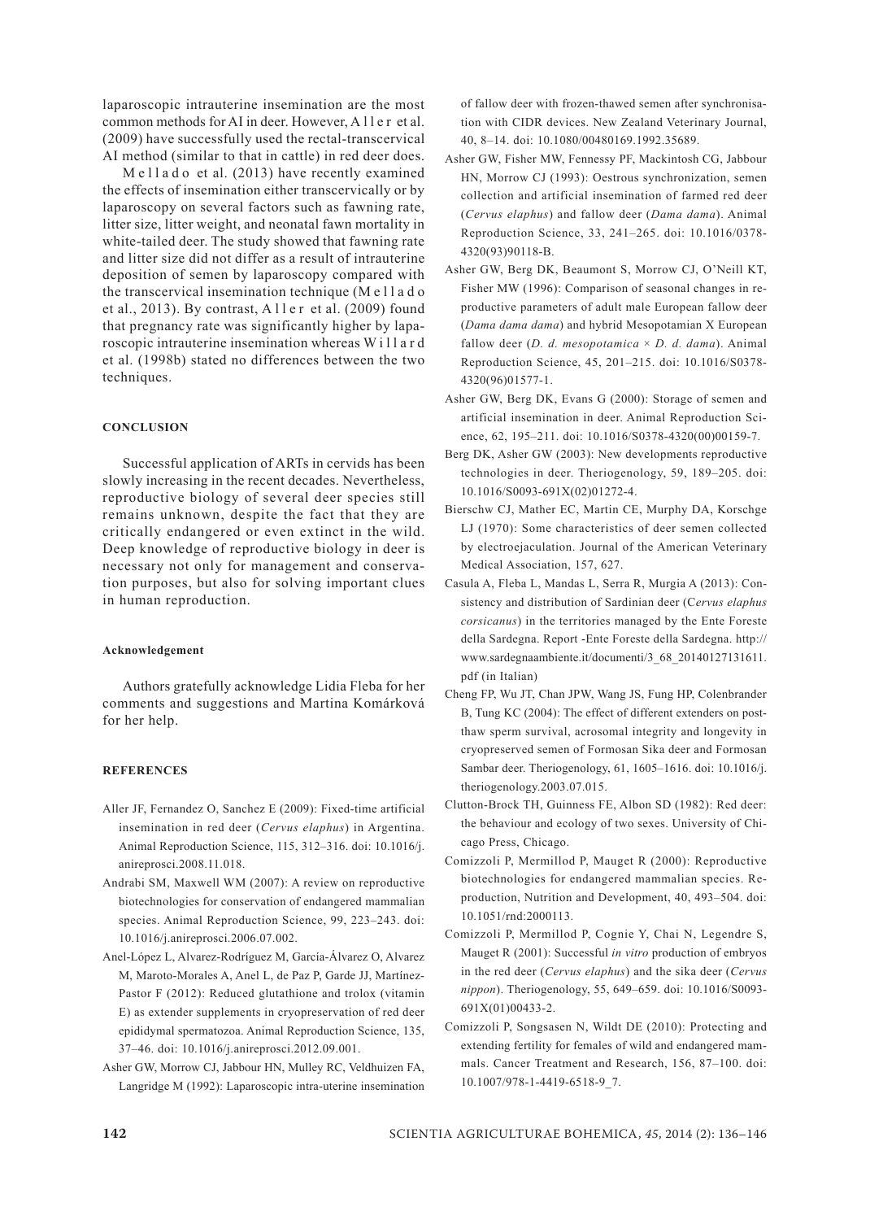laparoscopic intrauterine insemination are the most common methods for AI in deer. However, Aller et al. (2009) have successfully used the rectal-transcervical AI method (similar to that in cattle) in red deer does.

Mellado et al. (2013) have recently examined the effects of insemination either transcervically or by laparoscopy on several factors such as fawning rate, litter size, litter weight, and neonatal fawn mortality in white-tailed deer. The study showed that fawning rate and litter size did not differ as a result of intrauterine deposition of semen by laparoscopy compared with the transcervical insemination technique (Mellado et al., 2013). By contrast, Aller et al. (2009) found that pregnancy rate was significantly higher by laparoscopic intrauterine insemination whereas Willard et al. (1998b) stated no differences between the two techniques.

## CONCLUSION

Successful application of ARTs in cervids has been slowly increasing in the recent decades. Nevertheless, reproductive biology of several deer species still remains unknown, despite the fact that they are critically endangered or even extinct in the wild. Deep knowledge of reproductive biology in deer is necessary not only for management and conservation purposes, but also for solving important clues in human reproduction.

### Acknowledgement

Authors gratefully acknowledge Lidia Fleba for her comments and suggestions and Martina Komárková for her help.

## REFERENCES

Aller JF, Fernandez O, Sanchez E (2009): Fixed-time artificial insemination in red deer (*Cervus elaphus*) in Argentina. Animal Reproduction Science, 115, 312–316. doi: 10.1016/j.anireprosci.2008.11.018.

Andrabi SM, Maxwell WM (2007): A review on reproductive biotechnologies for conservation of endangered mammalian species. Animal Reproduction Science, 99, 223–243. doi: 10.1016/j.anireprosci.2006.07.002.

Anel-López L, Alvarez-Rodríguez M, García-Álvarez O, Alvarez M, Maroto-Morales A, Anel L, de Paz P, Garde JJ, Martínez-Pastor F (2012): Reduced glutathione and trolox (vitamin E) as extender supplements in cryopreservation of red deer epididymal spermatozoa. Animal Reproduction Science, 135, 37–46. doi: 10.1016/j.anireprosci.2012.09.001.

Asher GW, Morrow CJ, Jabbour HN, Mulley RC, Veldhuizen FA, Langridge M (1992): Laparoscopic intra-uterine insemination of fallow deer with frozen-thawed semen after synchronisation with CIDR devices. New Zealand Veterinary Journal, 40, 8–14. doi: 10.1080/00480169.1992.35689.

Asher GW, Fisher MW, Fennessy PF, Mackintosh CG, Jabbour HN, Morrow CJ (1993): Oestrous synchronization, semen collection and artificial insemination of farmed red deer (*Cervus elaphus*) and fallow deer (*Dama dama*). Animal Reproduction Science, 33, 241–265. doi: 10.1016/0378-4320(93)90118-B.

Asher GW, Berg DK, Beaumont S, Morrow CJ, O'Neill KT, Fisher MW (1996): Comparison of seasonal changes in reproductive parameters of adult male European fallow deer (*Dama dama dama*) and hybrid Mesopotamian X European fallow deer (*D. d. mesopotamica* × *D. d. dama*). Animal Reproduction Science, 45, 201–215. doi: 10.1016/S0378-4320(96)01577-1.

Asher GW, Berg DK, Evans G (2000): Storage of semen and artificial insemination in deer. Animal Reproduction Science, 62, 195–211. doi: 10.1016/S0378-4320(00)00159-7.

Berg DK, Asher GW (2003): New developments reproductive technologies in deer. Theriogenology, 59, 189–205. doi: 10.1016/S0093-691X(02)01272-4.

Bierschw CJ, Mather EC, Martin CE, Murphy DA, Korschge LJ (1970): Some characteristics of deer semen collected by electroejaculation. Journal of the American Veterinary Medical Association, 157, 627.

Casula A, Fleba L, Mandas L, Serra R, Murgia A (2013): Consistency and distribution of Sardinian deer (C*ervus elaphus corsicanus*) in the territories managed by the Ente Foreste della Sardegna. Report -Ente Foreste della Sardegna. http://www.sardegnaambiente.it/documenti/3_68_20140127131611.pdf (in Italian)

Cheng FP, Wu JT, Chan JPW, Wang JS, Fung HP, Colenbrander B, Tung KC (2004): The effect of different extenders on post-thaw sperm survival, acrosomal integrity and longevity in cryopreserved semen of Formosan Sika deer and Formosan Sambar deer. Theriogenology, 61, 1605–1616. doi: 10.1016/j.theriogenology.2003.07.015.

Clutton-Brock TH, Guinness FE, Albon SD (1982): Red deer: the behaviour and ecology of two sexes. University of Chicago Press, Chicago.

Comizzoli P, Mermillod P, Mauget R (2000): Reproductive biotechnologies for endangered mammalian species. Reproduction, Nutrition and Development, 40, 493–504. doi: 10.1051/rnd:2000113.

Comizzoli P, Mermillod P, Cognie Y, Chai N, Legendre S, Mauget R (2001): Successful *in vitro* production of embryos in the red deer (*Cervus elaphus*) and the sika deer (*Cervus nippon*). Theriogenology, 55, 649–659. doi: 10.1016/S0093-691X(01)00433-2.

Comizzoli P, Songsasen N, Wildt DE (2010): Protecting and extending fertility for females of wild and endangered mammals. Cancer Treatment and Research, 156, 87–100. doi: 10.1007/978-1-4419-6518-9_7.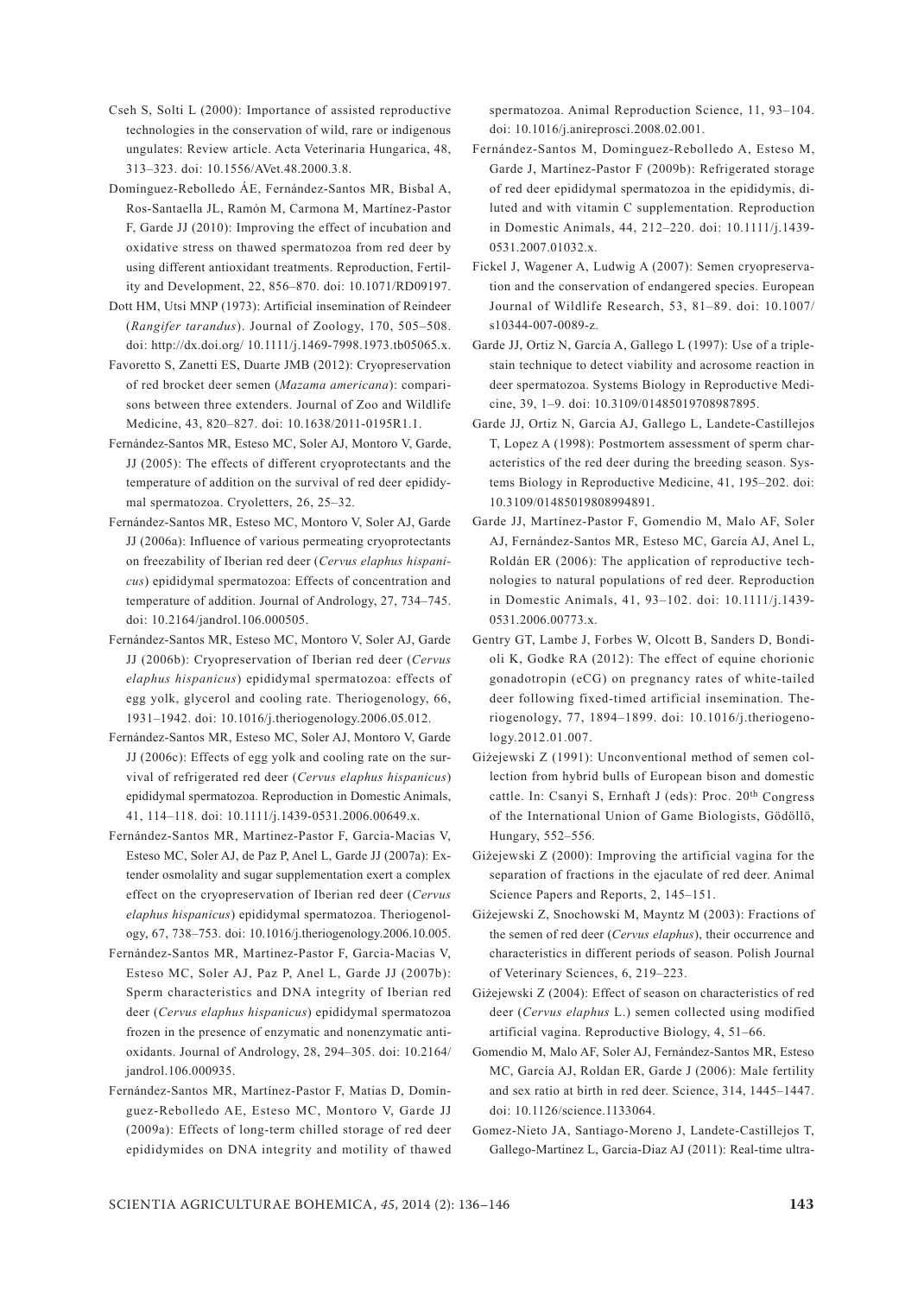Cseh S, Solti L (2000): Importance of assisted reproductive technologies in the conservation of wild, rare or indigenous ungulates: Review article. Acta Veterinaria Hungarica, 48, 313–323. doi: 10.1556/AVet.48.2000.3.8.

Domínguez-Rebolledo ÁE, Fernández-Santos MR, Bisbal A, Ros-Santaella JL, Ramón M, Carmona M, Martínez-Pastor F, Garde JJ (2010): Improving the effect of incubation and oxidative stress on thawed spermatozoa from red deer by using different antioxidant treatments. Reproduction, Fertility and Development, 22, 856–870. doi: 10.1071/RD09197.

Dott HM, Utsi MNP (1973): Artificial insemination of Reindeer (*Rangifer tarandus*). Journal of Zoology, 170, 505–508. doi: http://dx.doi.org/ 10.1111/j.1469-7998.1973.tb05065.x.

Favoretto S, Zanetti ES, Duarte JMB (2012): Cryopreservation of red brocket deer semen (*Mazama americana*): comparisons between three extenders. Journal of Zoo and Wildlife Medicine, 43, 820–827. doi: 10.1638/2011-0195R1.1.

Fernández-Santos MR, Esteso MC, Soler AJ, Montoro V, Garde, JJ (2005): The effects of different cryoprotectants and the temperature of addition on the survival of red deer epididymal spermatozoa. Cryoletters, 26, 25–32.

Fernández-Santos MR, Esteso MC, Montoro V, Soler AJ, Garde JJ (2006a): Influence of various permeating cryoprotectants on freezability of Iberian red deer (*Cervus elaphus hispanicus*) epididymal spermatozoa: Effects of concentration and temperature of addition. Journal of Andrology, 27, 734–745. doi: 10.2164/jandrol.106.000505.

Fernández-Santos MR, Esteso MC, Montoro V, Soler AJ, Garde JJ (2006b): Cryopreservation of Iberian red deer (*Cervus elaphus hispanicus*) epididymal spermatozoa: effects of egg yolk, glycerol and cooling rate. Theriogenology, 66, 1931–1942. doi: 10.1016/j.theriogenology.2006.05.012.

Fernández-Santos MR, Esteso MC, Soler AJ, Montoro V, Garde JJ (2006c): Effects of egg yolk and cooling rate on the survival of refrigerated red deer (*Cervus elaphus hispanicus*) epididymal spermatozoa. Reproduction in Domestic Animals, 41, 114–118. doi: 10.1111/j.1439-0531.2006.00649.x.

Fernández-Santos MR, Martinez-Pastor F, Garcia-Macias V, Esteso MC, Soler AJ, de Paz P, Anel L, Garde JJ (2007a): Extender osmolality and sugar supplementation exert a complex effect on the cryopreservation of Iberian red deer (*Cervus elaphus hispanicus*) epididymal spermatozoa. Theriogenology, 67, 738–753. doi: 10.1016/j.theriogenology.2006.10.005.

Fernández-Santos MR, Martinez-Pastor F, Garcia-Macias V, Esteso MC, Soler AJ, Paz P, Anel L, Garde JJ (2007b): Sperm characteristics and DNA integrity of Iberian red deer (*Cervus elaphus hispanicus*) epididymal spermatozoa frozen in the presence of enzymatic and nonenzymatic antioxidants. Journal of Andrology, 28, 294–305. doi: 10.2164/jandrol.106.000935.

Fernández-Santos MR, Martínez-Pastor F, Matias D, Domínguez-Rebolledo AE, Esteso MC, Montoro V, Garde JJ (2009a): Effects of long-term chilled storage of red deer epididymides on DNA integrity and motility of thawed spermatozoa. Animal Reproduction Science, 11, 93–104. doi: 10.1016/j.anireprosci.2008.02.001.

Fernández-Santos M, Dominguez-Rebolledo A, Esteso M, Garde J, Martínez-Pastor F (2009b): Refrigerated storage of red deer epididymal spermatozoa in the epididymis, diluted and with vitamin C supplementation. Reproduction in Domestic Animals, 44, 212–220. doi: 10.1111/j.1439-0531.2007.01032.x.

Fickel J, Wagener A, Ludwig A (2007): Semen cryopreservation and the conservation of endangered species. European Journal of Wildlife Research, 53, 81–89. doi: 10.1007/s10344-007-0089-z.

Garde JJ, Ortiz N, García A, Gallego L (1997): Use of a triple-stain technique to detect viability and acrosome reaction in deer spermatozoa. Systems Biology in Reproductive Medicine, 39, 1–9. doi: 10.3109/01485019708987895.

Garde JJ, Ortiz N, Garcia AJ, Gallego L, Landete-Castillejos T, Lopez A (1998): Postmortem assessment of sperm characteristics of the red deer during the breeding season. Systems Biology in Reproductive Medicine, 41, 195–202. doi: 10.3109/01485019808994891.

Garde JJ, Martínez-Pastor F, Gomendio M, Malo AF, Soler AJ, Fernández-Santos MR, Esteso MC, García AJ, Anel L, Roldán ER (2006): The application of reproductive technologies to natural populations of red deer. Reproduction in Domestic Animals, 41, 93–102. doi: 10.1111/j.1439-0531.2006.00773.x.

Gentry GT, Lambe J, Forbes W, Olcott B, Sanders D, Bondioli K, Godke RA (2012): The effect of equine chorionic gonadotropin (eCG) on pregnancy rates of white-tailed deer following fixed-timed artificial insemination. Theriogenology, 77, 1894–1899. doi: 10.1016/j.theriogenology.2012.01.007.

Giżejewski Z (1991): Unconventional method of semen collection from hybrid bulls of European bison and domestic cattle. In: Csanyi S, Ernhaft J (eds): Proc. 20th Congress of the International Union of Game Biologists, Gödöllő, Hungary, 552–556.

Giżejewski Z (2000): Improving the artificial vagina for the separation of fractions in the ejaculate of red deer. Animal Science Papers and Reports, 2, 145–151.

Giżejewski Z, Snochowski M, Mayntz M (2003): Fractions of the semen of red deer (*Cervus elaphus*), their occurrence and characteristics in different periods of season. Polish Journal of Veterinary Sciences, 6, 219–223.

Giżejewski Z (2004): Effect of season on characteristics of red deer (*Cervus elaphus* L.) semen collected using modified artificial vagina. Reproductive Biology, 4, 51–66.

Gomendio M, Malo AF, Soler AJ, Fernández-Santos MR, Esteso MC, García AJ, Roldan ER, Garde J (2006): Male fertility and sex ratio at birth in red deer. Science, 314, 1445–1447. doi: 10.1126/science.1133064.

Gomez-Nieto JA, Santiago-Moreno J, Landete-Castillejos T, Gallego-Martinez L, Garcia-Diaz AJ (2011): Real-time ultra-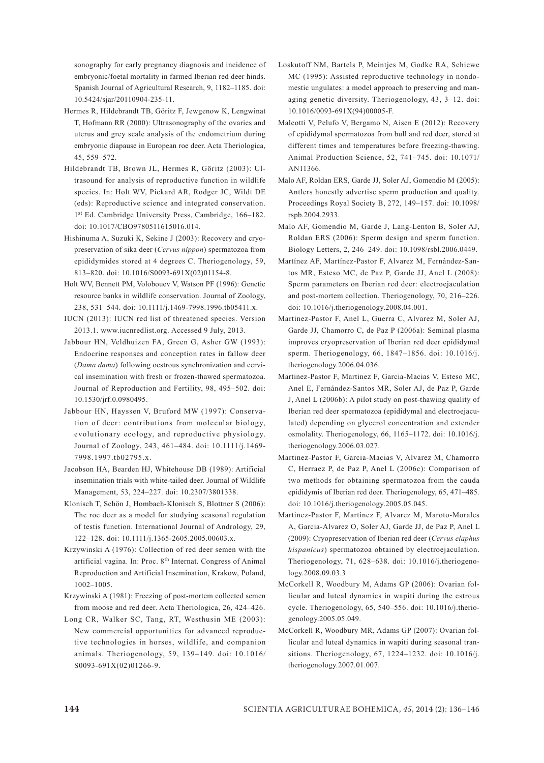sonography for early pregnancy diagnosis and incidence of embryonic/foetal mortality in farmed Iberian red deer hinds. Spanish Journal of Agricultural Research, 9, 1182–1185. doi: 10.5424/sjar/20110904-235-11.

Hermes R, Hildebrandt TB, Göritz F, Jewgenow K, Lengwinat T, Hofmann RR (2000): Ultrasonography of the ovaries and uterus and grey scale analysis of the endometrium during embryonic diapause in European roe deer. Acta Theriologica, 45, 559–572.

Hildebrandt TB, Brown JL, Hermes R, Göritz (2003): Ultrasound for analysis of reproductive function in wildlife species. In: Holt WV, Pickard AR, Rodger JC, Wildt DE (eds): Reproductive science and integrated conservation. 1st Ed. Cambridge University Press, Cambridge, 166–182. doi: 10.1017/CBO9780511615016.014.

Hishinuma A, Suzuki K, Sekine J (2003): Recovery and cryopreservation of sika deer (*Cervus nippon*) spermatozoa from epididymides stored at 4 degrees C. Theriogenology, 59, 813–820. doi: 10.1016/S0093-691X(02)01154-8.

Holt WV, Bennett PM, Volobouev V, Watson PF (1996): Genetic resource banks in wildlife conservation. Journal of Zoology, 238, 531–544. doi: 10.1111/j.1469-7998.1996.tb05411.x.

IUCN (2013): IUCN red list of threatened species. Version 2013.1. www.iucnredlist.org. Accessed 9 July, 2013.

Jabbour HN, Veldhuizen FA, Green G, Asher GW (1993): Endocrine responses and conception rates in fallow deer (*Dama dama*) following oestrous synchronization and cervical insemination with fresh or frozen-thawed spermatozoa. Journal of Reproduction and Fertility, 98, 495–502. doi: 10.1530/jrf.0.0980495.

Jabbour HN, Hayssen V, Bruford MW (1997): Conservation of deer: contributions from molecular biology, evolutionary ecology, and reproductive physiology. Journal of Zoology, 243, 461–484. doi: 10.1111/j.1469-7998.1997.tb02795.x.

Jacobson HA, Bearden HJ, Whitehouse DB (1989): Artificial insemination trials with white-tailed deer. Journal of Wildlife Management, 53, 224–227. doi: 10.2307/3801338.

Klonisch T, Schön J, Hombach-Klonisch S, Blottner S (2006): The roe deer as a model for studying seasonal regulation of testis function. International Journal of Andrology, 29, 122–128. doi: 10.1111/j.1365-2605.2005.00603.x.

Krzywinski A (1976): Collection of red deer semen with the artificial vagina. In: Proc. 8th Internat. Congress of Animal Reproduction and Artificial Insemination, Krakow, Poland, 1002–1005.

Krzywinski A (1981): Freezing of post-mortem collected semen from moose and red deer. Acta Theriologica, 26, 424–426.

Long CR, Walker SC, Tang, RT, Westhusin ME (2003): New commercial opportunities for advanced reproductive technologies in horses, wildlife, and companion animals. Theriogenology, 59, 139–149. doi: 10.1016/S0093-691X(02)01266-9.

Loskutoff NM, Bartels P, Meintjes M, Godke RA, Schiewe MC (1995): Assisted reproductive technology in nondomestic ungulates: a model approach to preserving and managing genetic diversity. Theriogenology, 43, 3–12. doi: 10.1016/0093-691X(94)00005-F.

Malcotti V, Pelufo V, Bergamo N, Aisen E (2012): Recovery of epididymal spermatozoa from bull and red deer, stored at different times and temperatures before freezing-thawing. Animal Production Science, 52, 741–745. doi: 10.1071/AN11366.

Malo AF, Roldan ERS, Garde JJ, Soler AJ, Gomendio M (2005): Antlers honestly advertise sperm production and quality. Proceedings Royal Society B, 272, 149–157. doi: 10.1098/rspb.2004.2933.

Malo AF, Gomendio M, Garde J, Lang-Lenton B, Soler AJ, Roldan ERS (2006): Sperm design and sperm function. Biology Letters, 2, 246–249. doi: 10.1098/rsbl.2006.0449.

Martínez AF, Martínez-Pastor F, Alvarez M, Fernández-Santos MR, Esteso MC, de Paz P, Garde JJ, Anel L (2008): Sperm parameters on Iberian red deer: electroejaculation and post-mortem collection. Theriogenology, 70, 216–226. doi: 10.1016/j.theriogenology.2008.04.001.

Martinez-Pastor F, Anel L, Guerra C, Alvarez M, Soler AJ, Garde JJ, Chamorro C, de Paz P (2006a): Seminal plasma improves cryopreservation of Iberian red deer epididymal sperm. Theriogenology, 66, 1847–1856. doi: 10.1016/j.theriogenology.2006.04.036.

Martinez-Pastor F, Martinez F, Garcia-Macias V, Esteso MC, Anel E, Fernández-Santos MR, Soler AJ, de Paz P, Garde J, Anel L (2006b): A pilot study on post-thawing quality of Iberian red deer spermatozoa (epididymal and electroejaculated) depending on glycerol concentration and extender osmolality. Theriogenology, 66, 1165–1172. doi: 10.1016/j.theriogenology.2006.03.027.

Martinez-Pastor F, Garcia-Macias V, Alvarez M, Chamorro C, Herraez P, de Paz P, Anel L (2006c): Comparison of two methods for obtaining spermatozoa from the cauda epididymis of Iberian red deer. Theriogenology, 65, 471–485. doi: 10.1016/j.theriogenology.2005.05.045.

Martinez-Pastor F, Martinez F, Alvarez M, Maroto-Morales A, Garcia-Alvarez O, Soler AJ, Garde JJ, de Paz P, Anel L (2009): Cryopreservation of Iberian red deer (*Cervus elaphus hispanicus*) spermatozoa obtained by electroejaculation. Theriogenology, 71, 628–638. doi: 10.1016/j.theriogenology.2008.09.03.3

McCorkell R, Woodbury M, Adams GP (2006): Ovarian follicular and luteal dynamics in wapiti during the estrous cycle. Theriogenology, 65, 540–556. doi: 10.1016/j.theriogenology.2005.05.049.

McCorkell R, Woodbury MR, Adams GP (2007): Ovarian follicular and luteal dynamics in wapiti during seasonal transitions. Theriogenology, 67, 1224–1232. doi: 10.1016/j.theriogenology.2007.01.007.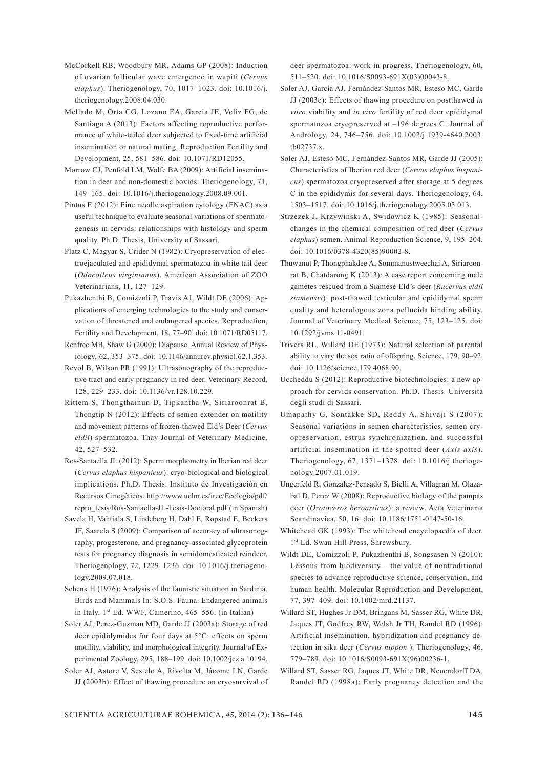McCorkell RB, Woodbury MR, Adams GP (2008): Induction of ovarian follicular wave emergence in wapiti (*Cervus elaphus*). Theriogenology, 70, 1017–1023. doi: 10.1016/j.theriogenology.2008.04.030.

Mellado M, Orta CG, Lozano EA, Garcia JE, Veliz FG, de Santiago A (2013): Factors affecting reproductive performance of white-tailed deer subjected to fixed-time artificial insemination or natural mating. Reproduction Fertility and Development, 25, 581–586. doi: 10.1071/RD12055.

Morrow CJ, Penfold LM, Wolfe BA (2009): Artificial insemination in deer and non-domestic bovids. Theriogenology, 71, 149–165. doi: 10.1016/j.theriogenology.2008.09.001.

Pintus E (2012): Fine needle aspiration cytology (FNAC) as a useful technique to evaluate seasonal variations of spermatogenesis in cervids: relationships with histology and sperm quality. Ph.D. Thesis, University of Sassari.

Platz C, Magyar S, Crider N (1982): Cryopreservation of electroejaculated and epididymal spermatozoa in white tail deer (*Odocoileus virginianus*). American Association of ZOO Veterinarians, 11, 127–129.

Pukazhenthi B, Comizzoli P, Travis AJ, Wildt DE (2006): Applications of emerging technologies to the study and conservation of threatened and endangered species. Reproduction, Fertility and Development, 18, 77–90. doi: 10.1071/RD05117.

Renfree MB, Shaw G (2000): Diapause. Annual Review of Physiology, 62, 353–375. doi: 10.1146/annurev.physiol.62.1.353.

Revol B, Wilson PR (1991): Ultrasonography of the reproductive tract and early pregnancy in red deer. Veterinary Record, 128, 229–233. doi: 10.1136/vr.128.10.229.

Rittem S, Thongthainun D, Tipkantha W, Siriaroonrat B, Thongtip N (2012): Effects of semen extender on motility and movement patterns of frozen-thawed Eld's Deer (*Cervus eldii*) spermatozoa. Thay Journal of Veterinary Medicine, 42, 527–532.

Ros-Santaella JL (2012): Sperm morphometry in Iberian red deer (*Cervus elaphus hispanicus*): cryo-biological and biological implications. Ph.D. Thesis. Instituto de Investigación en Recursos Cinegéticos. http://www.uclm.es/irec/Ecologia/pdf/repro_tesis/Ros-Santaella-JL-Tesis-Doctoral.pdf (in Spanish)

Savela H, Vahtiala S, Lindeberg H, Dahl E, Ropstad E, Beckers JF, Saarela S (2009): Comparison of accuracy of ultrasonography, progesterone, and pregnancy-associated glycoprotein tests for pregnancy diagnosis in semidomesticated reindeer. Theriogenology, 72, 1229–1236. doi: 10.1016/j.theriogenology.2009.07.018.

Schenk H (1976): Analysis of the faunistic situation in Sardinia. Birds and Mammals In: S.O.S. Fauna. Endangered animals in Italy. 1st Ed. WWF, Camerino, 465–556. (in Italian)

Soler AJ, Perez-Guzman MD, Garde JJ (2003a): Storage of red deer epididymides for four days at 5°C: effects on sperm motility, viability, and morphological integrity. Journal of Experimental Zoology, 295, 188–199. doi: 10.1002/jez.a.10194.

Soler AJ, Astore V, Sestelo A, Rivolta M, Jácome LN, Garde JJ (2003b): Effect of thawing procedure on cryosurvival of deer spermatozoa: work in progress. Theriogenology, 60, 511–520. doi: 10.1016/S0093-691X(03)00043-8.

Soler AJ, García AJ, Fernández-Santos MR, Esteso MC, Garde JJ (2003c): Effects of thawing procedure on postthawed *in vitro* viability and *in vivo* fertility of red deer epididymal spermatozoa cryopreserved at –196 degrees C. Journal of Andrology, 24, 746–756. doi: 10.1002/j.1939-4640.2003.tb02737.x.

Soler AJ, Esteso MC, Fernández-Santos MR, Garde JJ (2005): Characteristics of Iberian red deer (*Cervus elaphus hispanicus*) spermatozoa cryopreserved after storage at 5 degrees C in the epididymis for several days. Theriogenology, 64, 1503–1517. doi: 10.1016/j.theriogenology.2005.03.013.

Strzezek J, Krzywinski A, Swidowicz K (1985): Seasonal-changes in the chemical composition of red deer (*Cervus elaphus*) semen. Animal Reproduction Science, 9, 195–204. doi: 10.1016/0378-4320(85)90002-8.

Thuwanut P, Thongphakdee A, Sommanustweechai A, Siriaroonrat B, Chatdarong K (2013): A case report concerning male gametes rescued from a Siamese Eld's deer (*Rucervus eldii siamensis*): post-thawed testicular and epididymal sperm quality and heterologous zona pellucida binding ability. Journal of Veterinary Medical Science, 75, 123–125. doi: 10.1292/jvms.11-0491.

Trivers RL, Willard DE (1973): Natural selection of parental ability to vary the sex ratio of offspring. Science, 179, 90–92. doi: 10.1126/science.179.4068.90.

Uccheddu S (2012): Reproductive biotechnologies: a new approach for cervids conservation. Ph.D. Thesis. Università degli studi di Sassari.

Umapathy G, Sontakke SD, Reddy A, Shivaji S (2007): Seasonal variations in semen characteristics, semen cryopreservation, estrus synchronization, and successful artificial insemination in the spotted deer (*Axis axis*). Theriogenology, 67, 1371–1378. doi: 10.1016/j.theriogenology.2007.01.019.

Ungerfeld R, Gonzalez-Pensado S, Bielli A, Villagran M, Olazabal D, Perez W (2008): Reproductive biology of the pampas deer (*Ozotoceros bezoarticus*): a review. Acta Veterinaria Scandinavica, 50, 16. doi: 10.1186/1751-0147-50-16.

Whitehead GK (1993): The whitehead encyclopaedia of deer. 1st Ed. Swan Hill Press, Shrewsbury.

Wildt DE, Comizzoli P, Pukazhenthi B, Songsasen N (2010): Lessons from biodiversity – the value of nontraditional species to advance reproductive science, conservation, and human health. Molecular Reproduction and Development, 77, 397–409. doi: 10.1002/mrd.21137.

Willard ST, Hughes Jr DM, Bringans M, Sasser RG, White DR, Jaques JT, Godfrey RW, Welsh Jr TH, Randel RD (1996): Artificial insemination, hybridization and pregnancy detection in sika deer (*Cervus nippon* ). Theriogenology, 46, 779–789. doi: 10.1016/S0093-691X(96)00236-1.

Willard ST, Sasser RG, Jaques JT, White DR, Neuendorff DA, Randel RD (1998a): Early pregnancy detection and the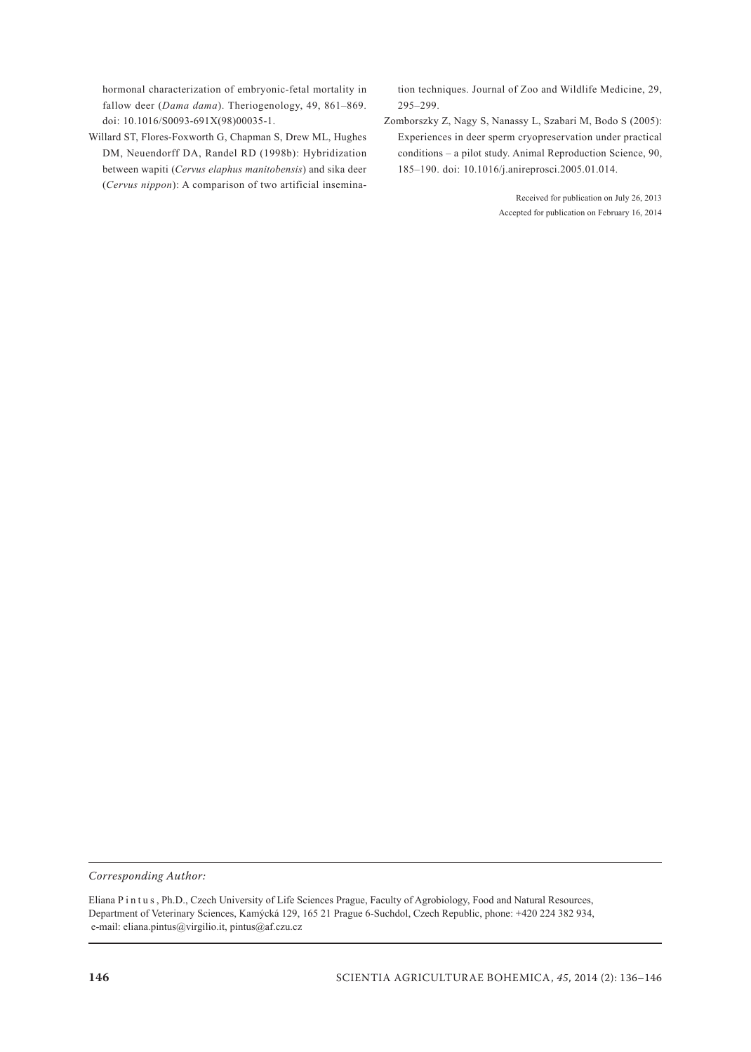hormonal characterization of embryonic-fetal mortality in fallow deer (*Dama dama*). Theriogenology, 49, 861–869. doi: 10.1016/S0093-691X(98)00035-1.

Willard ST, Flores-Foxworth G, Chapman S, Drew ML, Hughes DM, Neuendorff DA, Randel RD (1998b): Hybridization between wapiti (*Cervus elaphus manitobensis*) and sika deer (*Cervus nippon*): A comparison of two artificial insemination techniques. Journal of Zoo and Wildlife Medicine, 29, 295–299.

Zomborszky Z, Nagy S, Nanassy L, Szabari M, Bodo S (2005): Experiences in deer sperm cryopreservation under practical conditions – a pilot study. Animal Reproduction Science, 90, 185–190. doi: 10.1016/j.anireprosci.2005.01.014.

Received for publication on July 26, 2013
Accepted for publication on February 16, 2014

*Corresponding Author:*

Eliana Pintus, Ph.D., Czech University of Life Sciences Prague, Faculty of Agrobiology, Food and Natural Resources, Department of Veterinary Sciences, Kamýcká 129, 165 21 Prague 6-Suchdol, Czech Republic, phone: +420 224 382 934, e-mail: eliana.pintus@virgilio.it, pintus@af.czu.cz